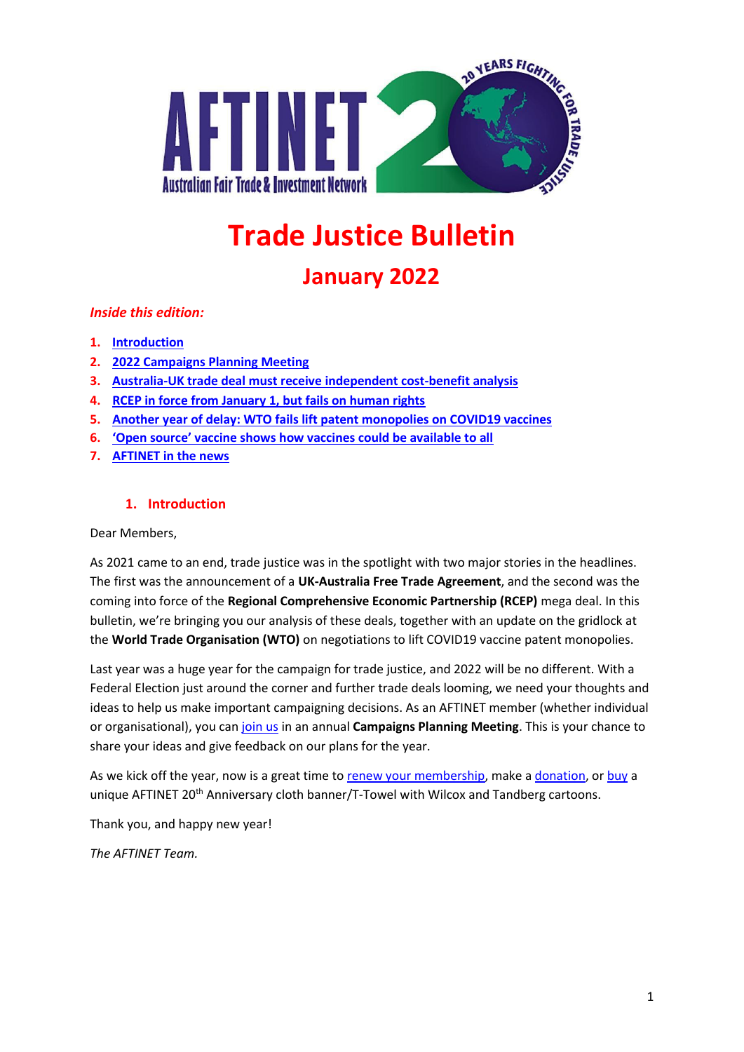# Trade Justice Bulletin

## January 2022

*Inside this edition:*

1. Introduction
2. 2022 Campaigns Planning Meeting
3. Australia-UK trade deal must receive independent cost-benefit analysis
4. RCEP in force from January 1, but fails on human rights
5. Another year of delay: WTO fails lift patent monopolies on COVID19 vaccines
6. 'Open source' vaccine shows how vaccines could be available to all
7. AFTINET in the news

### 1. Introduction

Dear Members,

As 2021 came to an end, trade justice was in the spotlight with two major stories in the headlines. The first was the announcement of a **UK-Australia Free Trade Agreement**, and the second was the coming into force of the **Regional Comprehensive Economic Partnership (RCEP)** mega deal. In this bulletin, we're bringing you our analysis of these deals, together with an update on the gridlock at the **World Trade Organisation (WTO)** on negotiations to lift COVID19 vaccine patent monopolies.

Last year was a huge year for the campaign for trade justice, and 2022 will be no different. With a Federal Election just around the corner and further trade deals looming, we need your thoughts and ideas to help us make important campaigning decisions. As an AFTINET member (whether individual or organisational), you can join us in an annual **Campaigns Planning Meeting**. This is your chance to share your ideas and give feedback on our plans for the year.

As we kick off the year, now is a great time to renew your membership, make a donation, or buy a unique AFTINET 20th Anniversary cloth banner/T-Towel with Wilcox and Tandberg cartoons.

Thank you, and happy new year!

*The AFTINET Team.*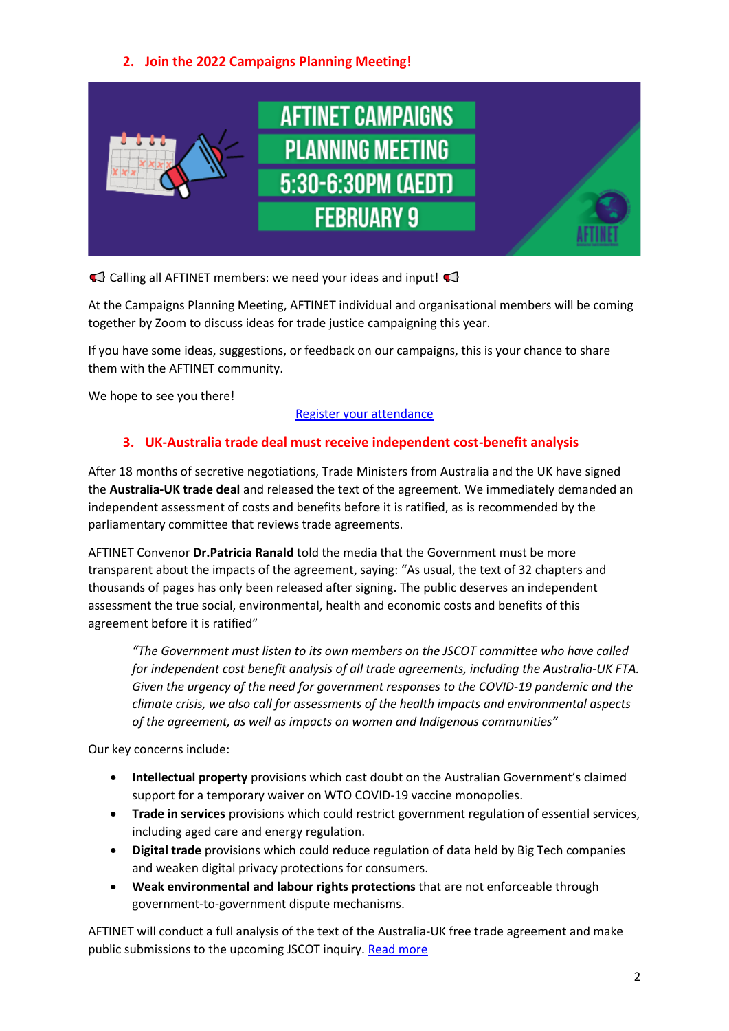## 2. Join the 2022 Campaigns Planning Meeting!

AFTINET CAMPAIGNS PLANNING MEETING 5:30-6:30PM (AEDT) FEBRUARY 9

📢 Calling all AFTINET members: we need your ideas and input! 📢

At the Campaigns Planning Meeting, AFTINET individual and organisational members will be coming together by Zoom to discuss ideas for trade justice campaigning this year.

If you have some ideas, suggestions, or feedback on our campaigns, this is your chance to share them with the AFTINET community.

We hope to see you there!

[Register your attendance]

## 3. UK-Australia trade deal must receive independent cost-benefit analysis

After 18 months of secretive negotiations, Trade Ministers from Australia and the UK have signed the **Australia-UK trade deal** and released the text of the agreement. We immediately demanded an independent assessment of costs and benefits before it is ratified, as is recommended by the parliamentary committee that reviews trade agreements.

AFTINET Convenor **Dr.Patricia Ranald** told the media that the Government must be more transparent about the impacts of the agreement, saying: "As usual, the text of 32 chapters and thousands of pages has only been released after signing. The public deserves an independent assessment the true social, environmental, health and economic costs and benefits of this agreement before it is ratified"

> *"The Government must listen to its own members on the JSCOT committee who have called for independent cost benefit analysis of all trade agreements, including the Australia-UK FTA. Given the urgency of the need for government responses to the COVID-19 pandemic and the climate crisis, we also call for assessments of the health impacts and environmental aspects of the agreement, as well as impacts on women and Indigenous communities"*

Our key concerns include:

- **Intellectual property** provisions which cast doubt on the Australian Government's claimed support for a temporary waiver on WTO COVID-19 vaccine monopolies.
- **Trade in services** provisions which could restrict government regulation of essential services, including aged care and energy regulation.
- **Digital trade** provisions which could reduce regulation of data held by Big Tech companies and weaken digital privacy protections for consumers.
- **Weak environmental and labour rights protections** that are not enforceable through government-to-government dispute mechanisms.

AFTINET will conduct a full analysis of the text of the Australia-UK free trade agreement and make public submissions to the upcoming JSCOT inquiry. [Read more]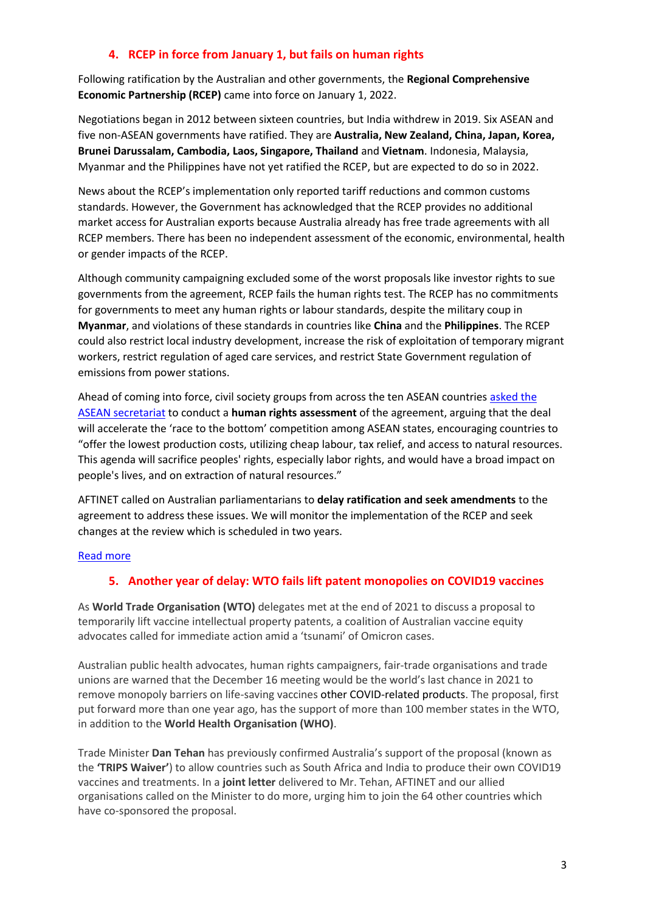## 4. RCEP in force from January 1, but fails on human rights

Following ratification by the Australian and other governments, the **Regional Comprehensive Economic Partnership (RCEP)** came into force on January 1, 2022.

Negotiations began in 2012 between sixteen countries, but India withdrew in 2019. Six ASEAN and five non-ASEAN governments have ratified. They are **Australia, New Zealand, China, Japan, Korea, Brunei Darussalam, Cambodia, Laos, Singapore, Thailand** and **Vietnam**. Indonesia, Malaysia, Myanmar and the Philippines have not yet ratified the RCEP, but are expected to do so in 2022.

News about the RCEP's implementation only reported tariff reductions and common customs standards. However, the Government has acknowledged that the RCEP provides no additional market access for Australian exports because Australia already has free trade agreements with all RCEP members. There has been no independent assessment of the economic, environmental, health or gender impacts of the RCEP.

Although community campaigning excluded some of the worst proposals like investor rights to sue governments from the agreement, RCEP fails the human rights test. The RCEP has no commitments for governments to meet any human rights or labour standards, despite the military coup in **Myanmar**, and violations of these standards in countries like **China** and the **Philippines**. The RCEP could also restrict local industry development, increase the risk of exploitation of temporary migrant workers, restrict regulation of aged care services, and restrict State Government regulation of emissions from power stations.

Ahead of coming into force, civil society groups from across the ten ASEAN countries asked the ASEAN secretariat to conduct a **human rights assessment** of the agreement, arguing that the deal will accelerate the 'race to the bottom' competition among ASEAN states, encouraging countries to "offer the lowest production costs, utilizing cheap labour, tax relief, and access to natural resources. This agenda will sacrifice peoples' rights, especially labor rights, and would have a broad impact on people's lives, and on extraction of natural resources."

AFTINET called on Australian parliamentarians to **delay ratification and seek amendments** to the agreement to address these issues. We will monitor the implementation of the RCEP and seek changes at the review which is scheduled in two years.

Read more

## 5. Another year of delay: WTO fails lift patent monopolies on COVID19 vaccines

As **World Trade Organisation (WTO)** delegates met at the end of 2021 to discuss a proposal to temporarily lift vaccine intellectual property patents, a coalition of Australian vaccine equity advocates called for immediate action amid a 'tsunami' of Omicron cases.

Australian public health advocates, human rights campaigners, fair-trade organisations and trade unions are warned that the December 16 meeting would be the world's last chance in 2021 to remove monopoly barriers on life-saving vaccines other COVID-related products. The proposal, first put forward more than one year ago, has the support of more than 100 member states in the WTO, in addition to the **World Health Organisation (WHO)**.

Trade Minister **Dan Tehan** has previously confirmed Australia's support of the proposal (known as the **'TRIPS Waiver'**) to allow countries such as South Africa and India to produce their own COVID19 vaccines and treatments. In a **joint letter** delivered to Mr. Tehan, AFTINET and our allied organisations called on the Minister to do more, urging him to join the 64 other countries which have co-sponsored the proposal.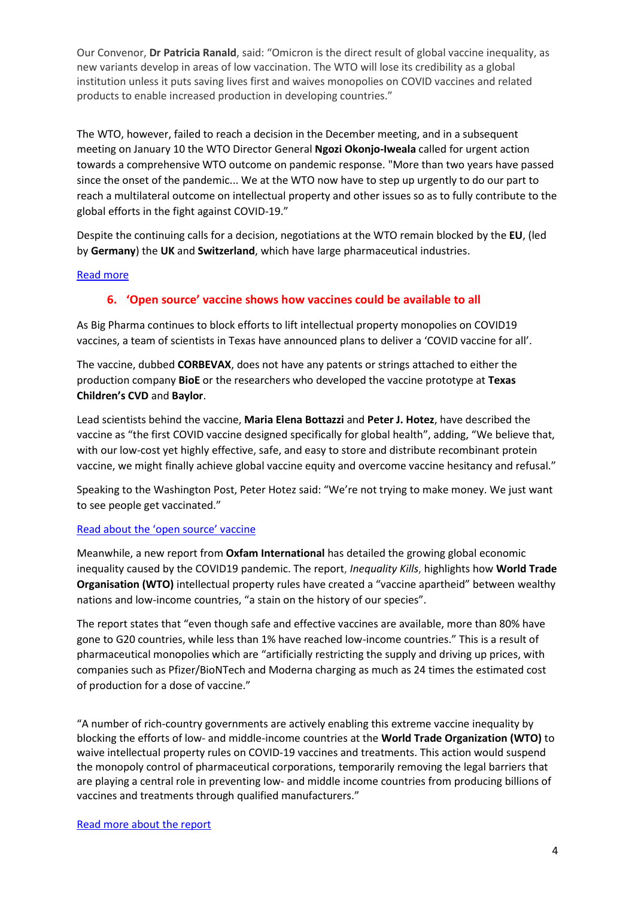Our Convenor, **Dr Patricia Ranald**, said: "Omicron is the direct result of global vaccine inequality, as new variants develop in areas of low vaccination. The WTO will lose its credibility as a global institution unless it puts saving lives first and waives monopolies on COVID vaccines and related products to enable increased production in developing countries."

The WTO, however, failed to reach a decision in the December meeting, and in a subsequent meeting on January 10 the WTO Director General **Ngozi Okonjo-Iweala** called for urgent action towards a comprehensive WTO outcome on pandemic response. "More than two years have passed since the onset of the pandemic... We at the WTO now have to step up urgently to do our part to reach a multilateral outcome on intellectual property and other issues so as to fully contribute to the global efforts in the fight against COVID-19."

Despite the continuing calls for a decision, negotiations at the WTO remain blocked by the **EU**, (led by **Germany**) the **UK** and **Switzerland**, which have large pharmaceutical industries.

Read more

## 6. 'Open source' vaccine shows how vaccines could be available to all

As Big Pharma continues to block efforts to lift intellectual property monopolies on COVID19 vaccines, a team of scientists in Texas have announced plans to deliver a 'COVID vaccine for all'.

The vaccine, dubbed **CORBEVAX**, does not have any patents or strings attached to either the production company **BioE** or the researchers who developed the vaccine prototype at **Texas Children's CVD** and **Baylor**.

Lead scientists behind the vaccine, **Maria Elena Bottazzi** and **Peter J. Hotez**, have described the vaccine as "the first COVID vaccine designed specifically for global health", adding, "We believe that, with our low-cost yet highly effective, safe, and easy to store and distribute recombinant protein vaccine, we might finally achieve global vaccine equity and overcome vaccine hesitancy and refusal."

Speaking to the Washington Post, Peter Hotez said: "We're not trying to make money. We just want to see people get vaccinated."

Read about the 'open source' vaccine

Meanwhile, a new report from **Oxfam International** has detailed the growing global economic inequality caused by the COVID19 pandemic. The report, *Inequality Kills*, highlights how **World Trade Organisation (WTO)** intellectual property rules have created a "vaccine apartheid" between wealthy nations and low-income countries, "a stain on the history of our species".

The report states that "even though safe and effective vaccines are available, more than 80% have gone to G20 countries, while less than 1% have reached low-income countries." This is a result of pharmaceutical monopolies which are "artificially restricting the supply and driving up prices, with companies such as Pfizer/BioNTech and Moderna charging as much as 24 times the estimated cost of production for a dose of vaccine."

"A number of rich-country governments are actively enabling this extreme vaccine inequality by blocking the efforts of low- and middle-income countries at the **World Trade Organization (WTO)** to waive intellectual property rules on COVID-19 vaccines and treatments. This action would suspend the monopoly control of pharmaceutical corporations, temporarily removing the legal barriers that are playing a central role in preventing low- and middle income countries from producing billions of vaccines and treatments through qualified manufacturers."

Read more about the report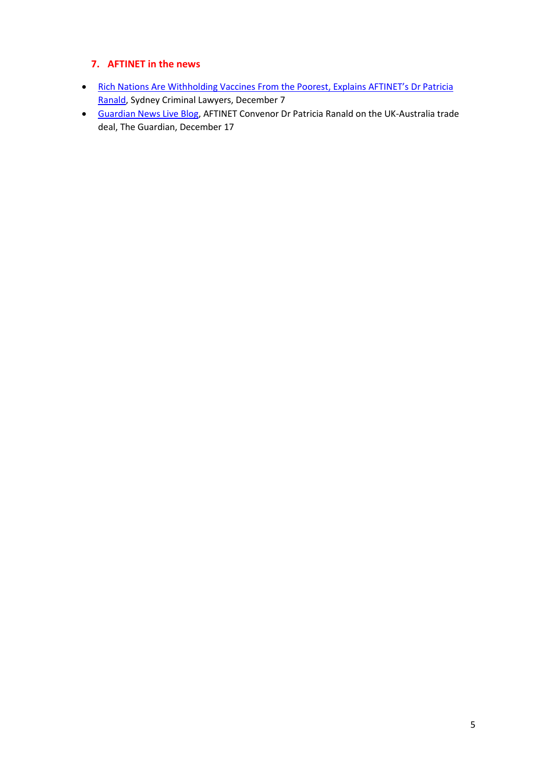## 7. AFTINET in the news

- Rich Nations Are Withholding Vaccines From the Poorest, Explains AFTINET's Dr Patricia Ranald, Sydney Criminal Lawyers, December 7
- Guardian News Live Blog, AFTINET Convenor Dr Patricia Ranald on the UK-Australia trade deal, The Guardian, December 17